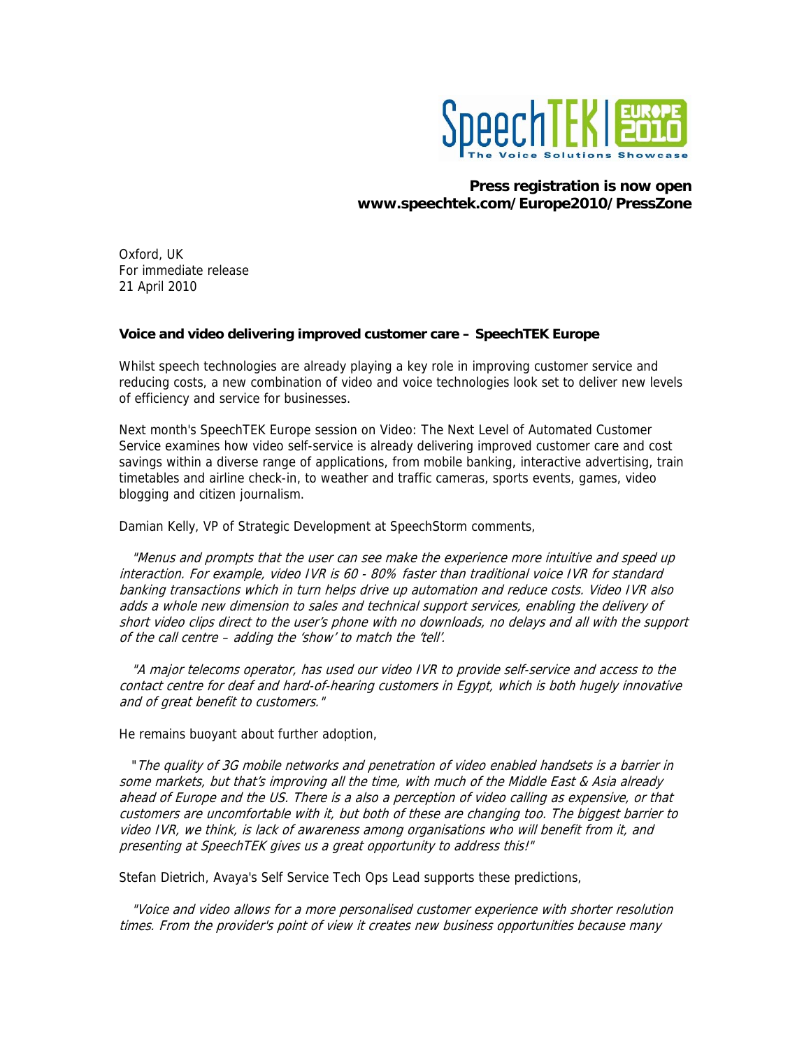SpeechTEK | EUROPE 2010
The Voice Solutions Showcase

**Press registration is now open**
**www.speechtek.com/Europe2010/PressZone**

Oxford, UK
For immediate release
21 April 2010

**Voice and video delivering improved customer care – SpeechTEK Europe**

Whilst speech technologies are already playing a key role in improving customer service and reducing costs, a new combination of video and voice technologies look set to deliver new levels of efficiency and service for businesses.

Next month's SpeechTEK Europe session on Video: The Next Level of Automated Customer Service examines how video self-service is already delivering improved customer care and cost savings within a diverse range of applications, from mobile banking, interactive advertising, train timetables and airline check-in, to weather and traffic cameras, sports events, games, video blogging and citizen journalism.

Damian Kelly, VP of Strategic Development at SpeechStorm comments,

*"Menus and prompts that the user can see make the experience more intuitive and speed up interaction. For example, video IVR is 60 - 80% faster than traditional voice IVR for standard banking transactions which in turn helps drive up automation and reduce costs. Video IVR also adds a whole new dimension to sales and technical support services, enabling the delivery of short video clips direct to the user's phone with no downloads, no delays and all with the support of the call centre – adding the 'show' to match the 'tell'.*

*"A major telecoms operator, has used our video IVR to provide self-service and access to the contact centre for deaf and hard-of-hearing customers in Egypt, which is both hugely innovative and of great benefit to customers."*

He remains buoyant about further adoption,

*"The quality of 3G mobile networks and penetration of video enabled handsets is a barrier in some markets, but that's improving all the time, with much of the Middle East & Asia already ahead of Europe and the US. There is a also a perception of video calling as expensive, or that customers are uncomfortable with it, but both of these are changing too. The biggest barrier to video IVR, we think, is lack of awareness among organisations who will benefit from it, and presenting at SpeechTEK gives us a great opportunity to address this!"*

Stefan Dietrich, Avaya's Self Service Tech Ops Lead supports these predictions,

*"Voice and video allows for a more personalised customer experience with shorter resolution times. From the provider's point of view it creates new business opportunities because many*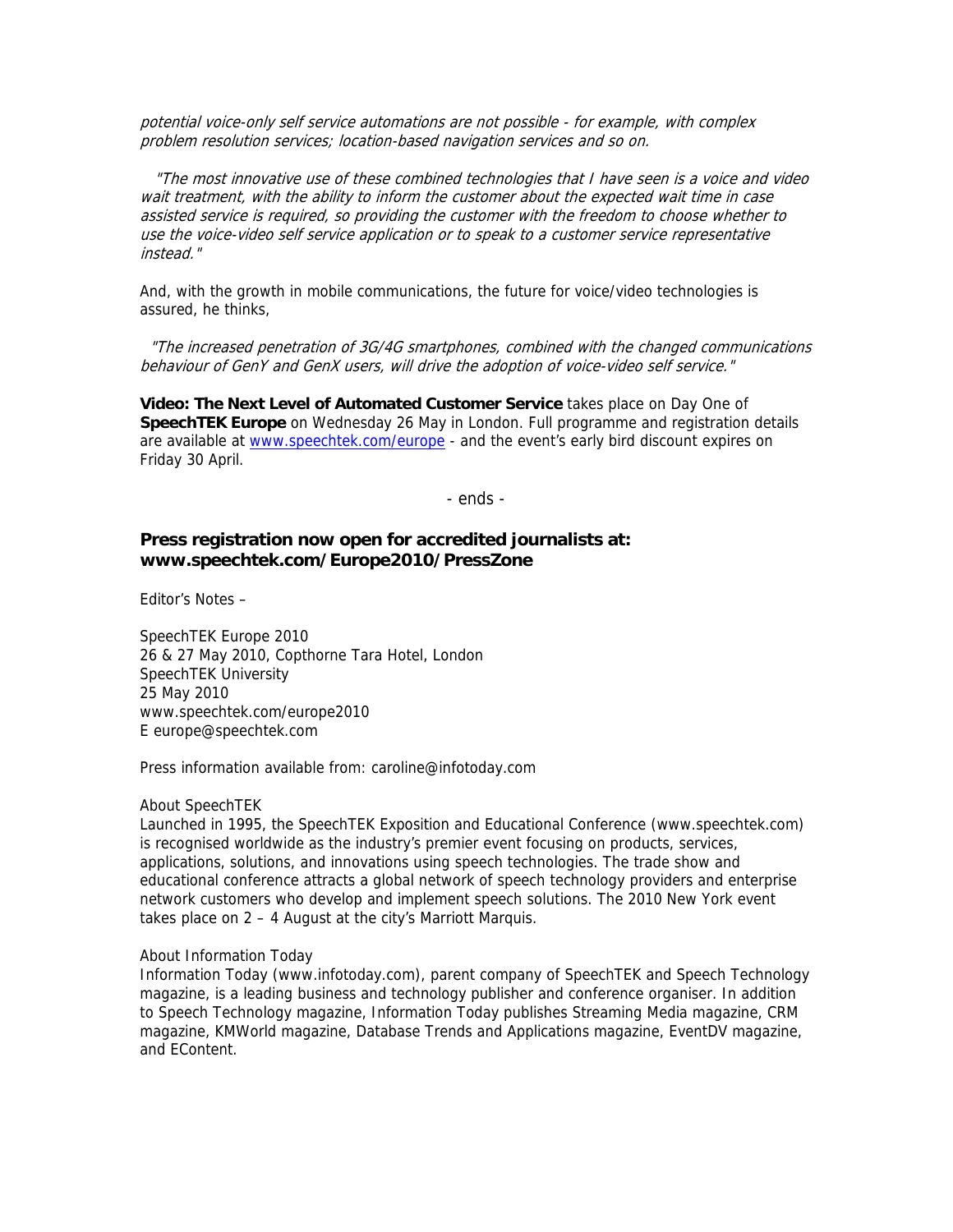*potential voice-only self service automations are not possible - for example, with complex problem resolution services; location-based navigation services and so on.*

*"The most innovative use of these combined technologies that I have seen is a voice and video wait treatment, with the ability to inform the customer about the expected wait time in case assisted service is required, so providing the customer with the freedom to choose whether to use the voice-video self service application or to speak to a customer service representative instead."*

And, with the growth in mobile communications, the future for voice/video technologies is assured, he thinks,

*"The increased penetration of 3G/4G smartphones, combined with the changed communications behaviour of GenY and GenX users, will drive the adoption of voice-video self service."*

**Video: The Next Level of Automated Customer Service** takes place on Day One of **SpeechTEK Europe** on Wednesday 26 May in London. Full programme and registration details are available at www.speechtek.com/europe - and the event's early bird discount expires on Friday 30 April.

- ends -

**Press registration now open for accredited journalists at: www.speechtek.com/Europe2010/PressZone**

Editor's Notes –

SpeechTEK Europe 2010
26 & 27 May 2010, Copthorne Tara Hotel, London
SpeechTEK University
25 May 2010
www.speechtek.com/europe2010
E europe@speechtek.com

Press information available from: caroline@infotoday.com

About SpeechTEK
Launched in 1995, the SpeechTEK Exposition and Educational Conference (www.speechtek.com) is recognised worldwide as the industry's premier event focusing on products, services, applications, solutions, and innovations using speech technologies. The trade show and educational conference attracts a global network of speech technology providers and enterprise network customers who develop and implement speech solutions. The 2010 New York event takes place on 2 – 4 August at the city's Marriott Marquis.

About Information Today
Information Today (www.infotoday.com), parent company of SpeechTEK and Speech Technology magazine, is a leading business and technology publisher and conference organiser. In addition to Speech Technology magazine, Information Today publishes Streaming Media magazine, CRM magazine, KMWorld magazine, Database Trends and Applications magazine, EventDV magazine, and EContent.